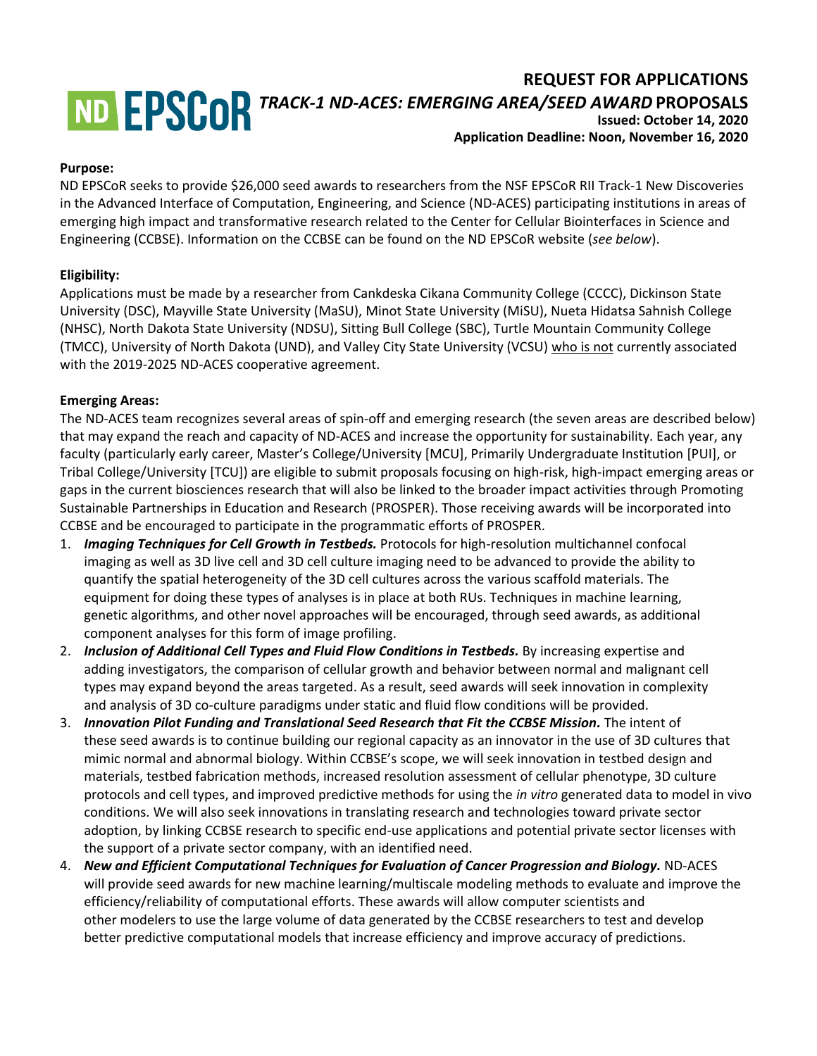# REQUEST FOR APPLICATIONS

## *TRACK-1 ND-ACES: EMERGING AREA/SEED AWARD* PROPOSALS

**Issued: October 14, 2020**

**Application Deadline: Noon, November 16, 2020**

**Purpose:**

ND EPSCoR seeks to provide $26,000 seed awards to researchers from the NSF EPSCoR RII Track-1 New Discoveries in the Advanced Interface of Computation, Engineering, and Science (ND-ACES) participating institutions in areas of emerging high impact and transformative research related to the Center for Cellular Biointerfaces in Science and Engineering (CCBSE). Information on the CCBSE can be found on the ND EPSCoR website (*see below*).

**Eligibility:**

Applications must be made by a researcher from Cankdeska Cikana Community College (CCCC), Dickinson State University (DSC), Mayville State University (MaSU), Minot State University (MiSU), Nueta Hidatsa Sahnish College (NHSC), North Dakota State University (NDSU), Sitting Bull College (SBC), Turtle Mountain Community College (TMCC), University of North Dakota (UND), and Valley City State University (VCSU) who is not currently associated with the 2019-2025 ND-ACES cooperative agreement.

**Emerging Areas:**

The ND-ACES team recognizes several areas of spin-off and emerging research (the seven areas are described below) that may expand the reach and capacity of ND-ACES and increase the opportunity for sustainability. Each year, any faculty (particularly early career, Master's College/University [MCU], Primarily Undergraduate Institution [PUI], or Tribal College/University [TCU]) are eligible to submit proposals focusing on high-risk, high-impact emerging areas or gaps in the current biosciences research that will also be linked to the broader impact activities through Promoting Sustainable Partnerships in Education and Research (PROSPER). Those receiving awards will be incorporated into CCBSE and be encouraged to participate in the programmatic efforts of PROSPER.

1. ***Imaging Techniques for Cell Growth in Testbeds.*** Protocols for high-resolution multichannel confocal imaging as well as 3D live cell and 3D cell culture imaging need to be advanced to provide the ability to quantify the spatial heterogeneity of the 3D cell cultures across the various scaffold materials. The equipment for doing these types of analyses is in place at both RUs. Techniques in machine learning, genetic algorithms, and other novel approaches will be encouraged, through seed awards, as additional component analyses for this form of image profiling.
2. ***Inclusion of Additional Cell Types and Fluid Flow Conditions in Testbeds.*** By increasing expertise and adding investigators, the comparison of cellular growth and behavior between normal and malignant cell types may expand beyond the areas targeted. As a result, seed awards will seek innovation in complexity and analysis of 3D co-culture paradigms under static and fluid flow conditions will be provided.
3. ***Innovation Pilot Funding and Translational Seed Research that Fit the CCBSE Mission.*** The intent of these seed awards is to continue building our regional capacity as an innovator in the use of 3D cultures that mimic normal and abnormal biology. Within CCBSE's scope, we will seek innovation in testbed design and materials, testbed fabrication methods, increased resolution assessment of cellular phenotype, 3D culture protocols and cell types, and improved predictive methods for using the *in vitro* generated data to model in vivo conditions. We will also seek innovations in translating research and technologies toward private sector adoption, by linking CCBSE research to specific end-use applications and potential private sector licenses with the support of a private sector company, with an identified need.
4. ***New and Efficient Computational Techniques for Evaluation of Cancer Progression and Biology.*** ND-ACES will provide seed awards for new machine learning/multiscale modeling methods to evaluate and improve the efficiency/reliability of computational efforts. These awards will allow computer scientists and other modelers to use the large volume of data generated by the CCBSE researchers to test and develop better predictive computational models that increase efficiency and improve accuracy of predictions.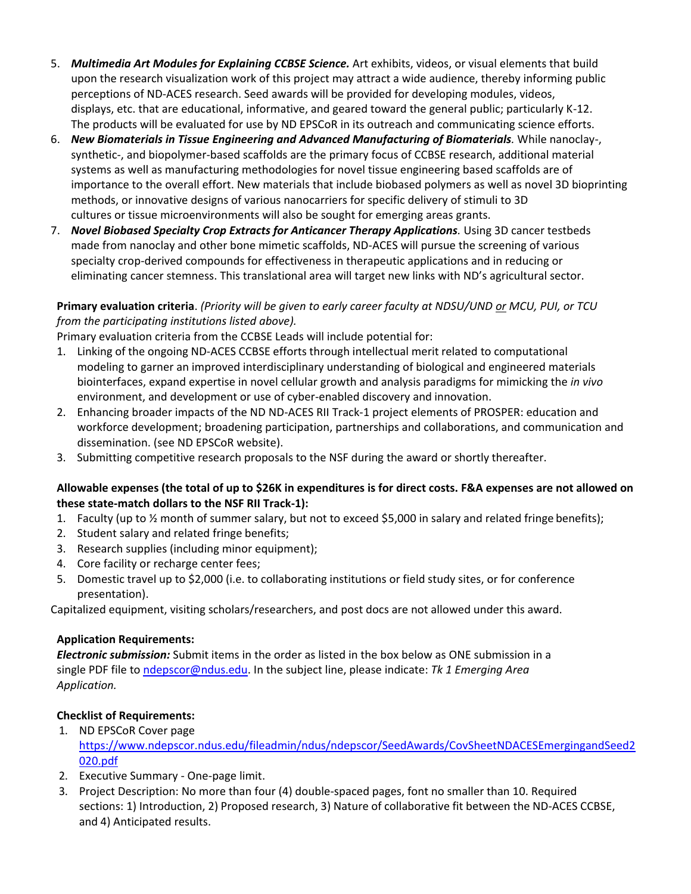5. ***Multimedia Art Modules for Explaining CCBSE Science.*** Art exhibits, videos, or visual elements that build upon the research visualization work of this project may attract a wide audience, thereby informing public perceptions of ND-ACES research. Seed awards will be provided for developing modules, videos, displays, etc. that are educational, informative, and geared toward the general public; particularly K-12. The products will be evaluated for use by ND EPSCoR in its outreach and communicating science efforts.
6. ***New Biomaterials in Tissue Engineering and Advanced Manufacturing of Biomaterials.*** While nanoclay-, synthetic-, and biopolymer-based scaffolds are the primary focus of CCBSE research, additional material systems as well as manufacturing methodologies for novel tissue engineering based scaffolds are of importance to the overall effort. New materials that include biobased polymers as well as novel 3D bioprinting methods, or innovative designs of various nanocarriers for specific delivery of stimuli to 3D cultures or tissue microenvironments will also be sought for emerging areas grants.
7. ***Novel Biobased Specialty Crop Extracts for Anticancer Therapy Applications.*** Using 3D cancer testbeds made from nanoclay and other bone mimetic scaffolds, ND-ACES will pursue the screening of various specialty crop-derived compounds for effectiveness in therapeutic applications and in reducing or eliminating cancer stemness. This translational area will target new links with ND's agricultural sector.

**Primary evaluation criteria**. *(Priority will be given to early career faculty at NDSU/UND or MCU, PUI, or TCU from the participating institutions listed above).*

Primary evaluation criteria from the CCBSE Leads will include potential for:

1. Linking of the ongoing ND-ACES CCBSE efforts through intellectual merit related to computational modeling to garner an improved interdisciplinary understanding of biological and engineered materials biointerfaces, expand expertise in novel cellular growth and analysis paradigms for mimicking the *in vivo* environment, and development or use of cyber-enabled discovery and innovation.
2. Enhancing broader impacts of the ND ND-ACES RII Track-1 project elements of PROSPER: education and workforce development; broadening participation, partnerships and collaborations, and communication and dissemination. (see ND EPSCoR website).
3. Submitting competitive research proposals to the NSF during the award or shortly thereafter.

**Allowable expenses (the total of up to $26K in expenditures is for direct costs. F&A expenses are not allowed on these state-match dollars to the NSF RII Track-1):**

1. Faculty (up to ½ month of summer salary, but not to exceed $5,000 in salary and related fringe benefits);
2. Student salary and related fringe benefits;
3. Research supplies (including minor equipment);
4. Core facility or recharge center fees;
5. Domestic travel up to $2,000 (i.e. to collaborating institutions or field study sites, or for conference presentation).

Capitalized equipment, visiting scholars/researchers, and post docs are not allowed under this award.

**Application Requirements:**

***Electronic submission:*** Submit items in the order as listed in the box below as ONE submission in a single PDF file to ndepscor@ndus.edu. In the subject line, please indicate: *Tk 1 Emerging Area Application.*

**Checklist of Requirements:**

1. ND EPSCoR Cover page https://www.ndepscor.ndus.edu/fileadmin/ndus/ndepscor/SeedAwards/CovSheetNDACESEmergingandSeed2020.pdf
2. Executive Summary - One-page limit.
3. Project Description: No more than four (4) double-spaced pages, font no smaller than 10. Required sections: 1) Introduction, 2) Proposed research, 3) Nature of collaborative fit between the ND-ACES CCBSE, and 4) Anticipated results.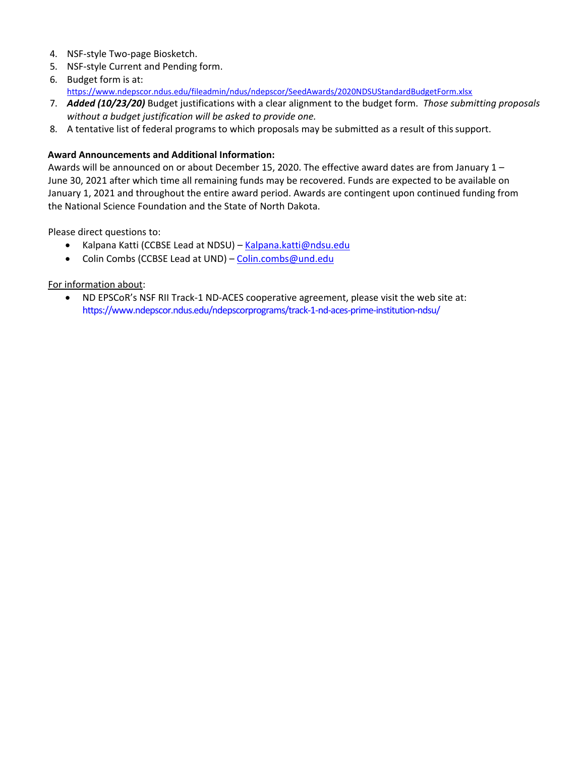4. NSF-style Two-page Biosketch.
5. NSF-style Current and Pending form.
6. Budget form is at: https://www.ndepscor.ndus.edu/fileadmin/ndus/ndepscor/SeedAwards/2020NDSUStandardBudgetForm.xlsx
7. ***Added (10/23/20)*** Budget justifications with a clear alignment to the budget form. *Those submitting proposals without a budget justification will be asked to provide one.*
8. A tentative list of federal programs to which proposals may be submitted as a result of this support.

**Award Announcements and Additional Information:**

Awards will be announced on or about December 15, 2020. The effective award dates are from January 1 – June 30, 2021 after which time all remaining funds may be recovered. Funds are expected to be available on January 1, 2021 and throughout the entire award period. Awards are contingent upon continued funding from the National Science Foundation and the State of North Dakota.

Please direct questions to:

- Kalpana Katti (CCBSE Lead at NDSU) – Kalpana.katti@ndsu.edu
- Colin Combs (CCBSE Lead at UND) – Colin.combs@und.edu

For information about:

- ND EPSCoR's NSF RII Track-1 ND-ACES cooperative agreement, please visit the web site at: https://www.ndepscor.ndus.edu/ndepscorprograms/track-1-nd-aces-prime-institution-ndsu/